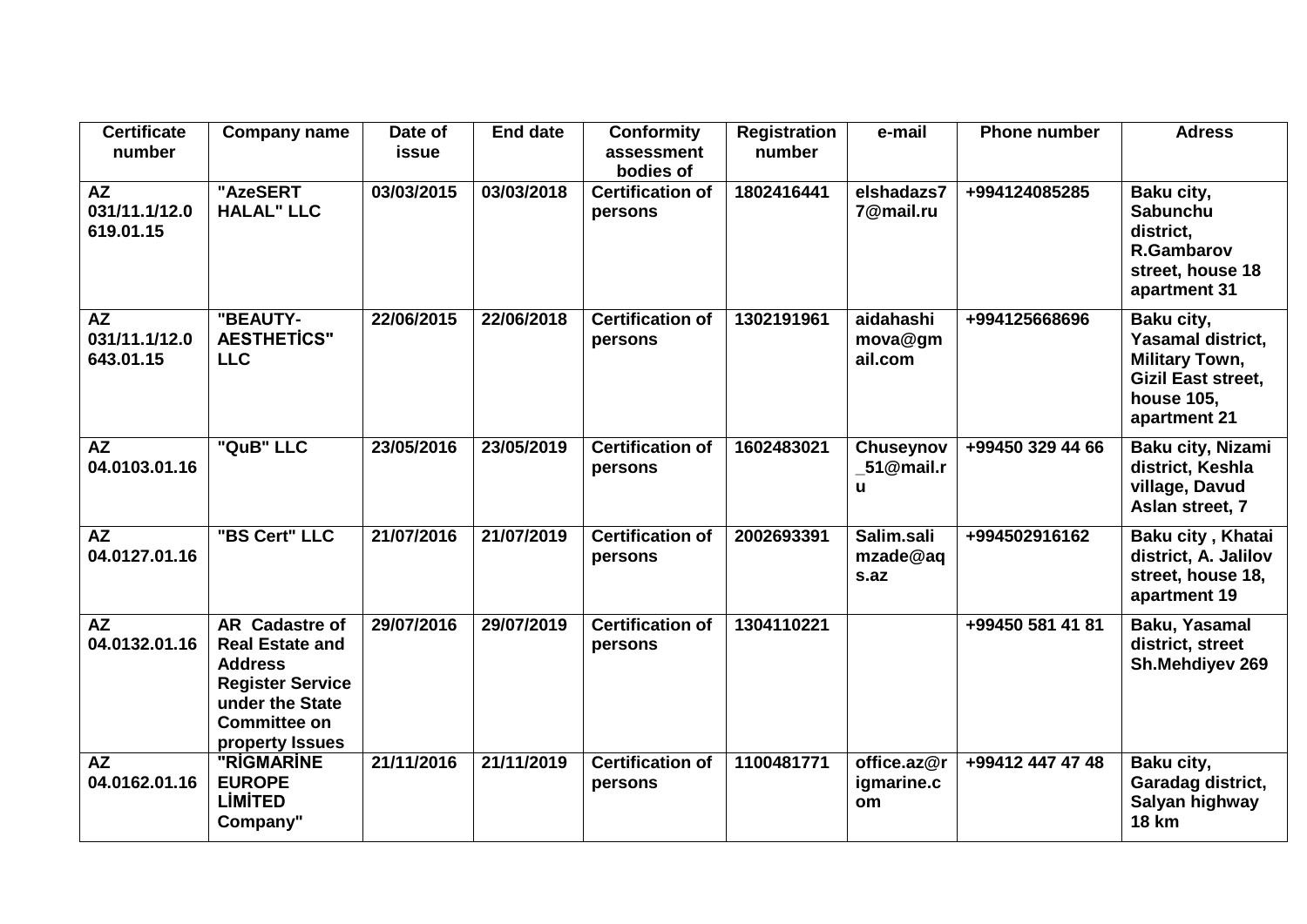| Certificate number | Company name | Date of issue | End date | Conformity assessment bodies of | Registration number | e-mail | Phone number | Adress |
|---|---|---|---|---|---|---|---|---|
| **AZ 031/11.1/12.0619.01.15** | **"AzeSERT HALAL" LLC** | **03/03/2015** | **03/03/2018** | **Certification of persons** | **1802416441** | **elshadazs77@mail.ru** | **+994124085285** | **Baku city, Sabunchu district, R.Gambarov street, house 18 apartment 31** |
| **AZ 031/11.1/12.0643.01.15** | **"BEAUTY-AESTHETİCS" LLC** | **22/06/2015** | **22/06/2018** | **Certification of persons** | **1302191961** | **aidahashimova@gmail.com** | **+994125668696** | **Baku city, Yasamal district, Military Town, Gizil East street, house 105, apartment 21** |
| **AZ 04.0103.01.16** | **"QuB" LLC** | **23/05/2016** | **23/05/2019** | **Certification of persons** | **1602483021** | **Chuseynov_51@mail.ru** | **+99450 329 44 66** | **Baku city, Nizami district, Keshla village, Davud Aslan street, 7** |
| **AZ 04.0127.01.16** | **"BS Cert" LLC** | **21/07/2016** | **21/07/2019** | **Certification of persons** | **2002693391** | **Salim.salimzade@aqs.az** | **+994502916162** | **Baku city , Khatai district, A. Jalilov street, house 18, apartment 19** |
| **AZ 04.0132.01.16** | **AR Cadastre of Real Estate and Address Register Service under the State Committee on property Issues** | **29/07/2016** | **29/07/2019** | **Certification of persons** | **1304110221** | | **+99450 581 41 81** | **Baku, Yasamal district, street Sh.Mehdiyev 269** |
| **AZ 04.0162.01.16** | **"RİGMARİNE EUROPE LİMİTED Company"** | **21/11/2016** | **21/11/2019** | **Certification of persons** | **1100481771** | **office.az@rigmarine.com** | **+99412 447 47 48** | **Baku city, Garadag district, Salyan highway 18 km** |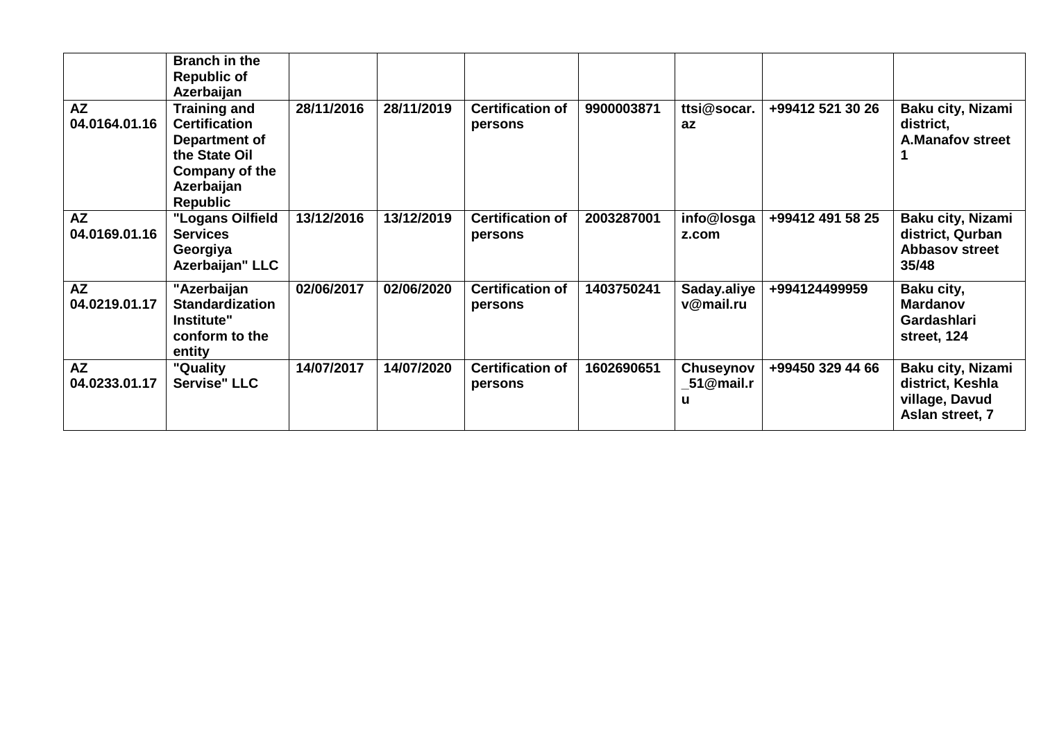| | | | | | | | | |
|---|---|---|---|---|---|---|---|---|
| | **Branch in the Republic of Azerbaijan** | | | | | | | |
| **AZ 04.0164.01.16** | **Training and Certification Department of the State Oil Company of the Azerbaijan Republic** | **28/11/2016** | **28/11/2019** | **Certification of persons** | **9900003871** | **ttsi@socar.az** | **+99412 521 30 26** | **Baku city, Nizami district, A.Manafov street 1** |
| **AZ 04.0169.01.16** | **"Logans Oilfield Services Georgiya Azerbaijan" LLC** | **13/12/2016** | **13/12/2019** | **Certification of persons** | **2003287001** | **info@losgaz.com** | **+99412 491 58 25** | **Baku city, Nizami district, Qurban Abbasov street 35/48** |
| **AZ 04.0219.01.17** | **"Azerbaijan Standardization Institute" conform to the entity** | **02/06/2017** | **02/06/2020** | **Certification of persons** | **1403750241** | **Saday.aliyev@mail.ru** | **+994124499959** | **Baku city, Mardanov Gardashlari street, 124** |
| **AZ 04.0233.01.17** | **"Quality Servise" LLC** | **14/07/2017** | **14/07/2020** | **Certification of persons** | **1602690651** | **Chuseynov_51@mail.ru** | **+99450 329 44 66** | **Baku city, Nizami district, Keshla village, Davud Aslan street, 7** |